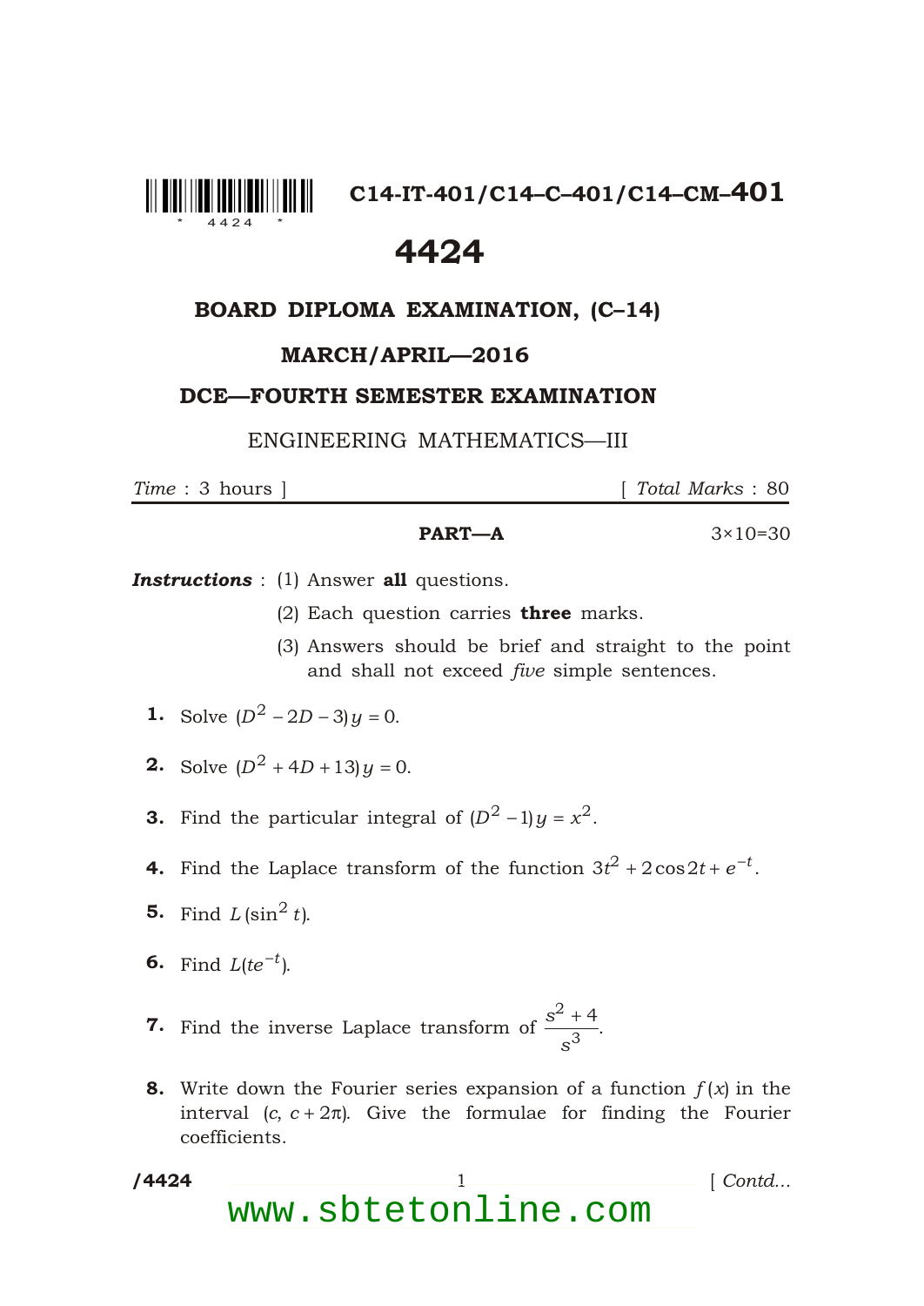C14-IT-401/C14–C–401/C14–CM–**401**

# 4424

## BOARD DIPLOMA EXAMINATION, (C–14)

### MARCH/APRIL—2016

### DCE—FOURTH SEMESTER EXAMINATION

ENGINEERING MATHEMATICS—III

*Time* : 3 hours ] [ *Total Marks* : 80

**PART—A** 3×10=30

***Instructions*** : (1) Answer **all** questions.

(2) Each question carries **three** marks.

(3) Answers should be brief and straight to the point and shall not exceed *five* simple sentences.

**1.** Solve $(D^2 - 2D - 3)y = 0.$

**2.** Solve $(D^2 + 4D + 13)y = 0.$

**3.** Find the particular integral of $(D^2 - 1)y = x^2.$

**4.** Find the Laplace transform of the function $3t^2 + 2\cos 2t + e^{-t}.$

**5.** Find $L(\sin^2 t).$

**6.** Find $L(te^{-t}).$

**7.** Find the inverse Laplace transform of $\dfrac{s^2 + 4}{s^3}.$

**8.** Write down the Fourier series expansion of a function $f(x)$ in the interval $(c, c + 2\pi)$. Give the formulae for finding the Fourier coefficients.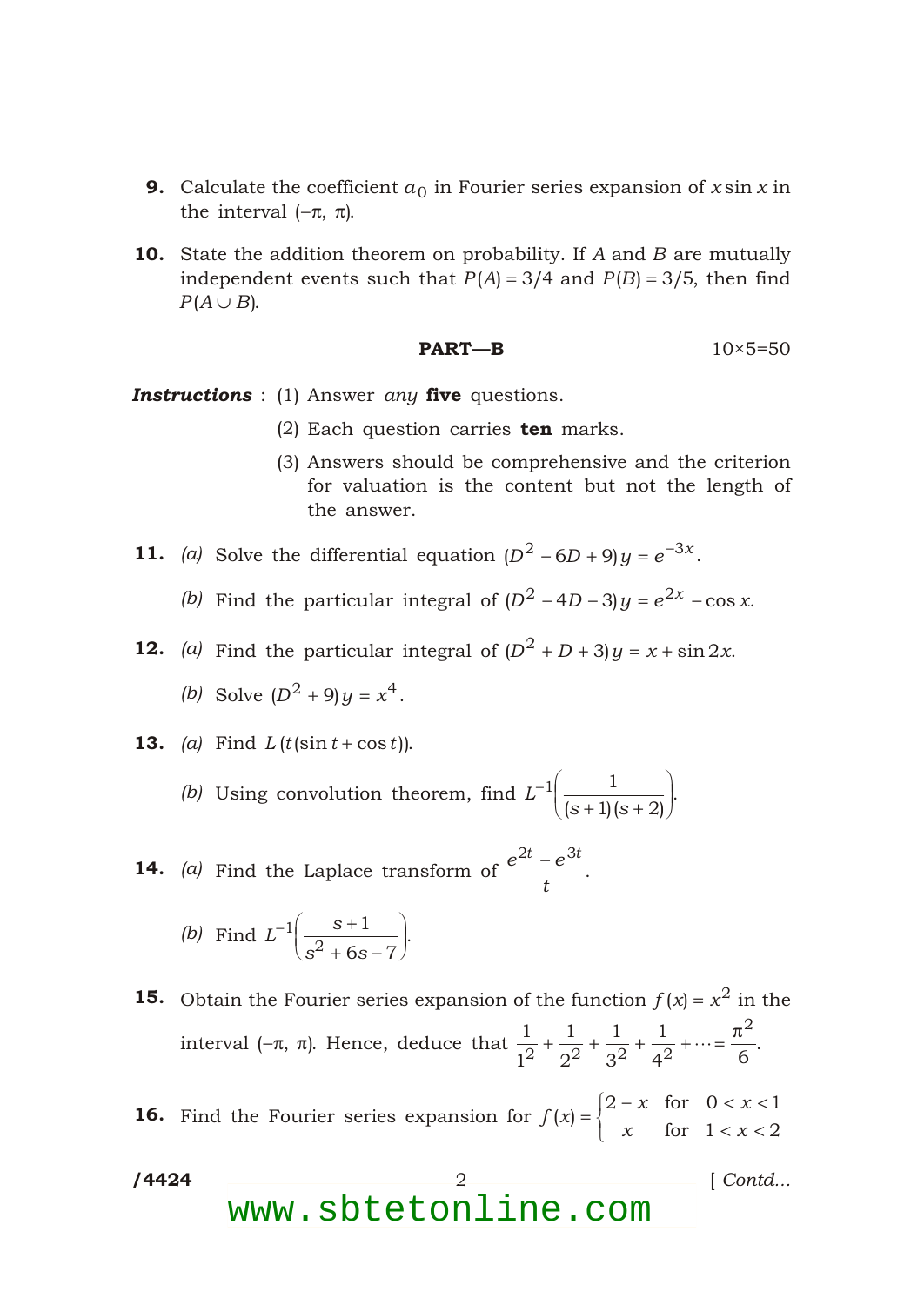**9.** Calculate the coefficient $a_0$ in Fourier series expansion of $x \sin x$ in the interval $(-\pi, \pi)$.

**10.** State the addition theorem on probability. If $A$ and $B$ are mutually independent events such that $P(A) = 3/4$ and $P(B) = 3/5$, then find $P(A \cup B)$.

**PART—B** 10×5=50

***Instructions*** : (1) Answer *any* **five** questions.

(2) Each question carries **ten** marks.

(3) Answers should be comprehensive and the criterion for valuation is the content but not the length of the answer.

**11.** *(a)* Solve the differential equation $(D^2 - 6D + 9)y = e^{-3x}$.

*(b)* Find the particular integral of $(D^2 - 4D - 3)y = e^{2x} - \cos x$.

**12.** *(a)* Find the particular integral of $(D^2 + D + 3)y = x + \sin 2x$.

*(b)* Solve $(D^2 + 9)y = x^4$.

**13.** *(a)* Find $L(t(\sin t + \cos t))$.

*(b)* Using convolution theorem, find $L^{-1}\left(\dfrac{1}{(s+1)(s+2)}\right)$.

**14.** *(a)* Find the Laplace transform of $\dfrac{e^{2t} - e^{3t}}{t}$.

*(b)* Find $L^{-1}\left(\dfrac{s+1}{s^2 + 6s - 7}\right)$.

**15.** Obtain the Fourier series expansion of the function $f(x) = x^2$ in the interval $(-\pi, \pi)$. Hence, deduce that $\dfrac{1}{1^2} + \dfrac{1}{2^2} + \dfrac{1}{3^2} + \dfrac{1}{4^2} + \cdots = \dfrac{\pi^2}{6}$.

**16.** Find the Fourier series expansion for $f(x) = \begin{cases} 2 - x & \text{for} \quad 0 < x < 1 \\ x & \text{for} \quad 1 < x < 2 \end{cases}$

/4424 [ *Contd...*

www.sbtetonline.com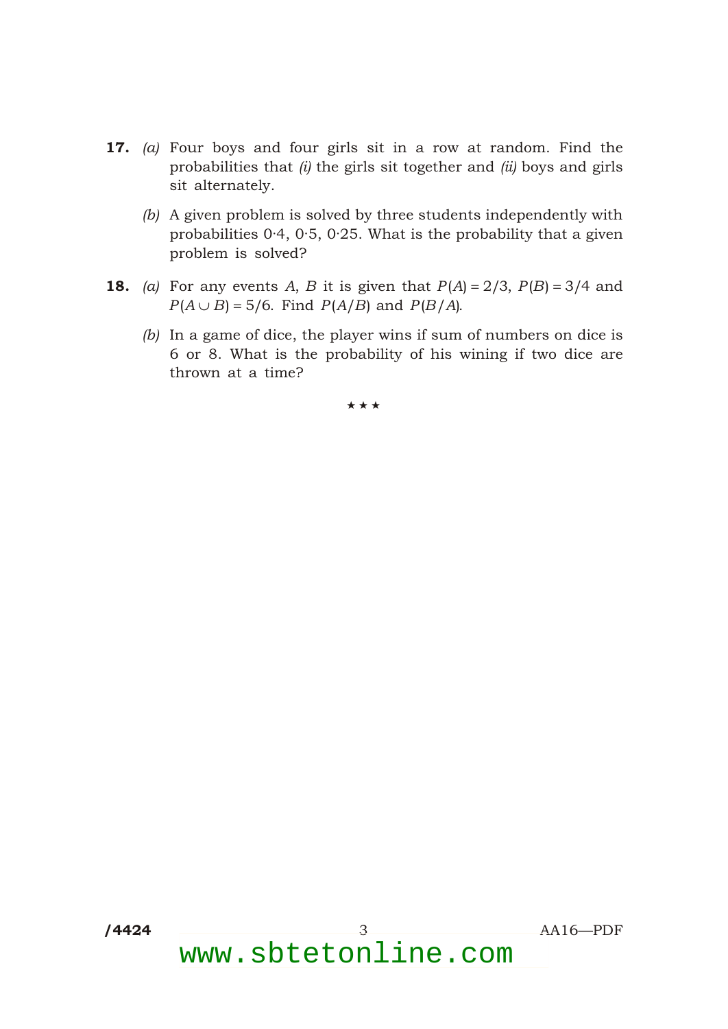**17.** *(a)* Four boys and four girls sit in a row at random. Find the probabilities that *(i)* the girls sit together and *(ii)* boys and girls sit alternately.

*(b)* A given problem is solved by three students independently with probabilities 0·4, 0·5, 0·25. What is the probability that a given problem is solved?

**18.** *(a)* For any events $A$, $B$ it is given that $P(A) = 2/3$, $P(B) = 3/4$ and $P(A \cup B) = 5/6$. Find $P(A/B)$ and $P(B/A)$.

*(b)* In a game of dice, the player wins if sum of numbers on dice is 6 or 8. What is the probability of his wining if two dice are thrown at a time?

★ ★ ★